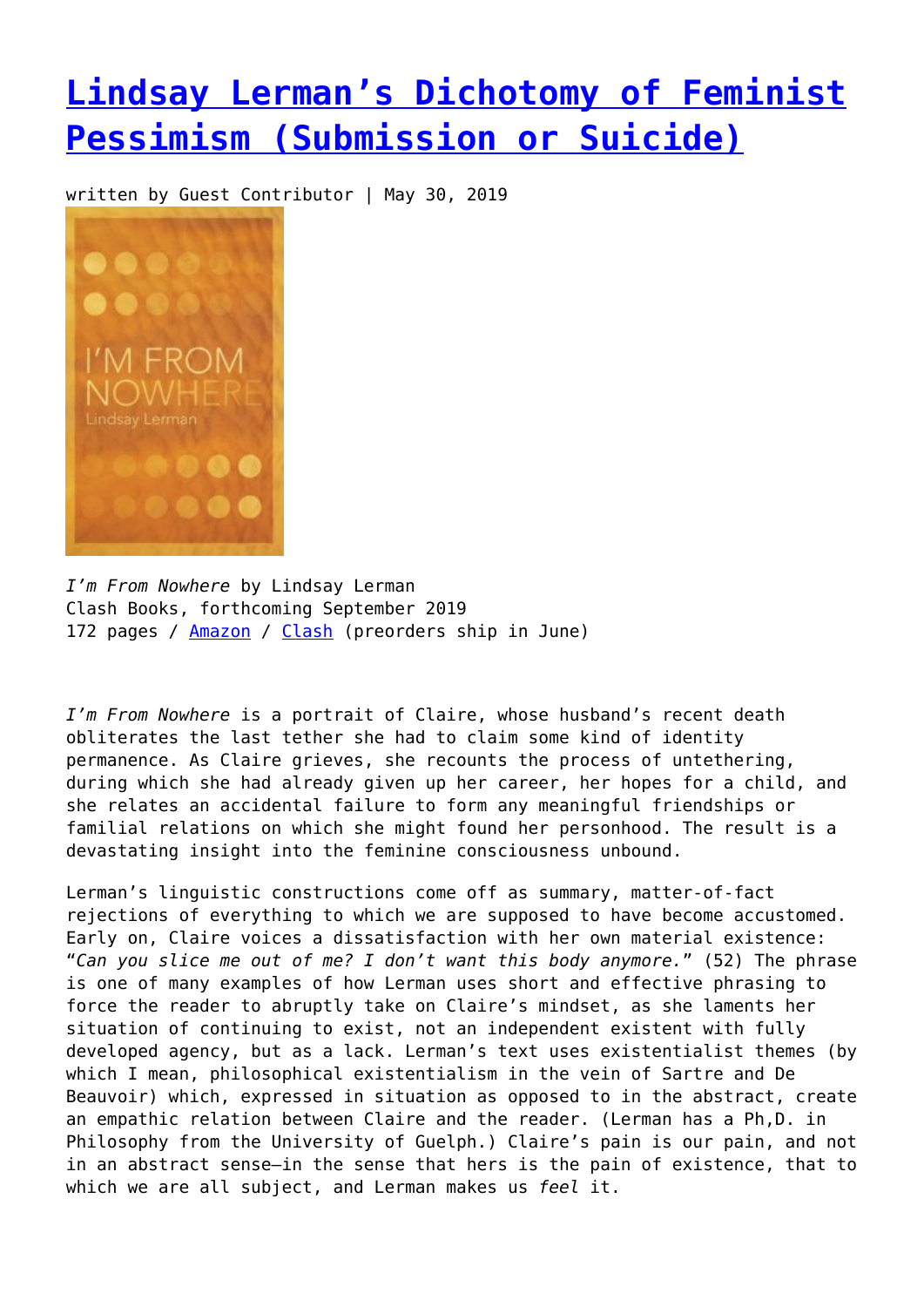# [Lindsay Lerman's Dichotomy of Feminist Pessimism (Submission or Suicide)]

written by Guest Contributor | May 30, 2019

*I'm From Nowhere* by Lindsay Lerman
Clash Books, forthcoming September 2019
172 pages / [Amazon] / [Clash] (preorders ship in June)

*I'm From Nowhere* is a portrait of Claire, whose husband's recent death obliterates the last tether she had to claim some kind of identity permanence. As Claire grieves, she recounts the process of untethering, during which she had already given up her career, her hopes for a child, and she relates an accidental failure to form any meaningful friendships or familial relations on which she might found her personhood. The result is a devastating insight into the feminine consciousness unbound.

Lerman's linguistic constructions come off as summary, matter-of-fact rejections of everything to which we are supposed to have become accustomed. Early on, Claire voices a dissatisfaction with her own material existence: "*Can you slice me out of me? I don't want this body anymore.*" (52) The phrase is one of many examples of how Lerman uses short and effective phrasing to force the reader to abruptly take on Claire's mindset, as she laments her situation of continuing to exist, not an independent existent with fully developed agency, but as a lack. Lerman's text uses existentialist themes (by which I mean, philosophical existentialism in the vein of Sartre and De Beauvoir) which, expressed in situation as opposed to in the abstract, create an empathic relation between Claire and the reader. (Lerman has a Ph,D. in Philosophy from the University of Guelph.) Claire's pain is our pain, and not in an abstract sense—in the sense that hers is the pain of existence, that to which we are all subject, and Lerman makes us *feel* it.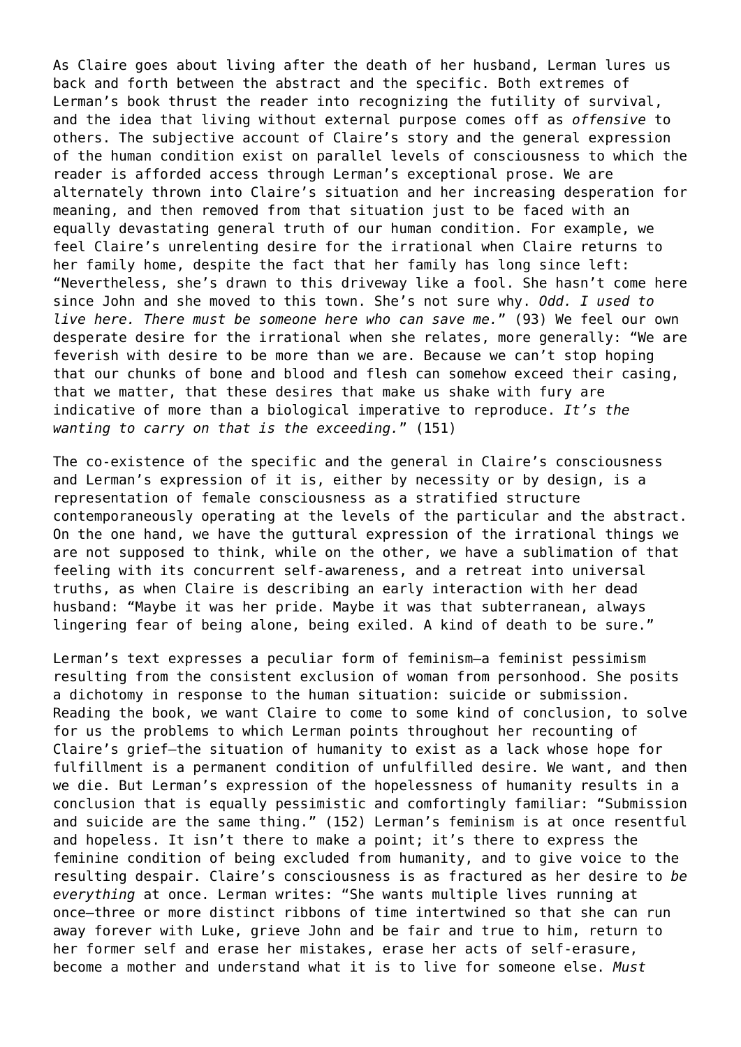As Claire goes about living after the death of her husband, Lerman lures us back and forth between the abstract and the specific. Both extremes of Lerman's book thrust the reader into recognizing the futility of survival, and the idea that living without external purpose comes off as *offensive* to others. The subjective account of Claire's story and the general expression of the human condition exist on parallel levels of consciousness to which the reader is afforded access through Lerman's exceptional prose. We are alternately thrown into Claire's situation and her increasing desperation for meaning, and then removed from that situation just to be faced with an equally devastating general truth of our human condition. For example, we feel Claire's unrelenting desire for the irrational when Claire returns to her family home, despite the fact that her family has long since left: "Nevertheless, she's drawn to this driveway like a fool. She hasn't come here since John and she moved to this town. She's not sure why. *Odd. I used to live here. There must be someone here who can save me.*" (93) We feel our own desperate desire for the irrational when she relates, more generally: "We are feverish with desire to be more than we are. Because we can't stop hoping that our chunks of bone and blood and flesh can somehow exceed their casing, that we matter, that these desires that make us shake with fury are indicative of more than a biological imperative to reproduce. *It's the wanting to carry on that is the exceeding.*" (151)

The co-existence of the specific and the general in Claire's consciousness and Lerman's expression of it is, either by necessity or by design, is a representation of female consciousness as a stratified structure contemporaneously operating at the levels of the particular and the abstract. On the one hand, we have the guttural expression of the irrational things we are not supposed to think, while on the other, we have a sublimation of that feeling with its concurrent self-awareness, and a retreat into universal truths, as when Claire is describing an early interaction with her dead husband: "Maybe it was her pride. Maybe it was that subterranean, always lingering fear of being alone, being exiled. A kind of death to be sure."

Lerman's text expresses a peculiar form of feminism—a feminist pessimism resulting from the consistent exclusion of woman from personhood. She posits a dichotomy in response to the human situation: suicide or submission. Reading the book, we want Claire to come to some kind of conclusion, to solve for us the problems to which Lerman points throughout her recounting of Claire's grief—the situation of humanity to exist as a lack whose hope for fulfillment is a permanent condition of unfulfilled desire. We want, and then we die. But Lerman's expression of the hopelessness of humanity results in a conclusion that is equally pessimistic and comfortingly familiar: "Submission and suicide are the same thing." (152) Lerman's feminism is at once resentful and hopeless. It isn't there to make a point; it's there to express the feminine condition of being excluded from humanity, and to give voice to the resulting despair. Claire's consciousness is as fractured as her desire to *be everything* at once. Lerman writes: "She wants multiple lives running at once—three or more distinct ribbons of time intertwined so that she can run away forever with Luke, grieve John and be fair and true to him, return to her former self and erase her mistakes, erase her acts of self-erasure, become a mother and understand what it is to live for someone else. *Must*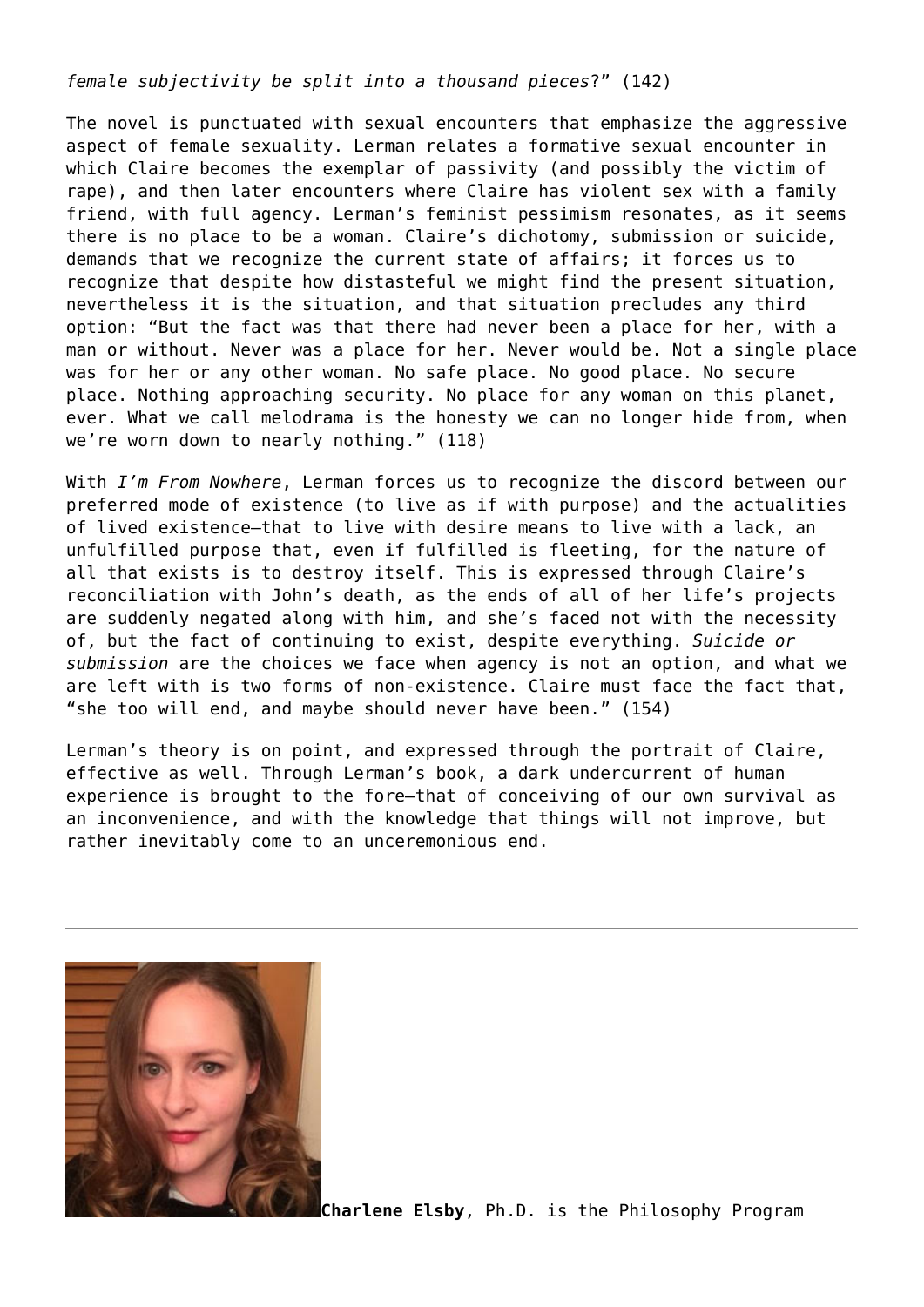*female subjectivity be split into a thousand pieces*?" (142)

The novel is punctuated with sexual encounters that emphasize the aggressive aspect of female sexuality. Lerman relates a formative sexual encounter in which Claire becomes the exemplar of passivity (and possibly the victim of rape), and then later encounters where Claire has violent sex with a family friend, with full agency. Lerman's feminist pessimism resonates, as it seems there is no place to be a woman. Claire's dichotomy, submission or suicide, demands that we recognize the current state of affairs; it forces us to recognize that despite how distasteful we might find the present situation, nevertheless it is the situation, and that situation precludes any third option: "But the fact was that there had never been a place for her, with a man or without. Never was a place for her. Never would be. Not a single place was for her or any other woman. No safe place. No good place. No secure place. Nothing approaching security. No place for any woman on this planet, ever. What we call melodrama is the honesty we can no longer hide from, when we're worn down to nearly nothing." (118)

With *I'm From Nowhere*, Lerman forces us to recognize the discord between our preferred mode of existence (to live as if with purpose) and the actualities of lived existence—that to live with desire means to live with a lack, an unfulfilled purpose that, even if fulfilled is fleeting, for the nature of all that exists is to destroy itself. This is expressed through Claire's reconciliation with John's death, as the ends of all of her life's projects are suddenly negated along with him, and she's faced not with the necessity of, but the fact of continuing to exist, despite everything. *Suicide or submission* are the choices we face when agency is not an option, and what we are left with is two forms of non-existence. Claire must face the fact that, "she too will end, and maybe should never have been." (154)

Lerman's theory is on point, and expressed through the portrait of Claire, effective as well. Through Lerman's book, a dark undercurrent of human experience is brought to the fore—that of conceiving of our own survival as an inconvenience, and with the knowledge that things will not improve, but rather inevitably come to an unceremonious end.

---

**Charlene Elsby**, Ph.D. is the Philosophy Program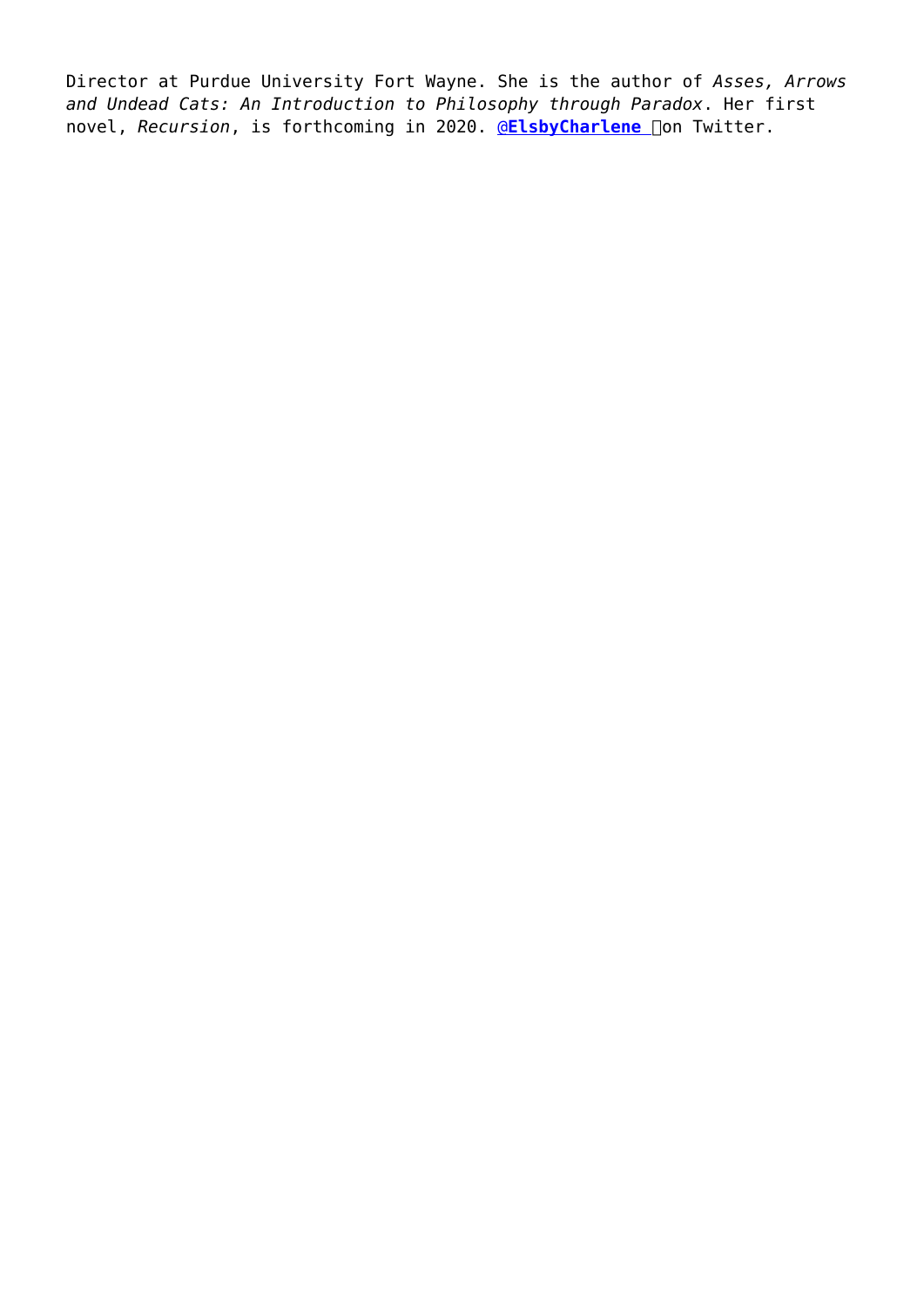Director at Purdue University Fort Wayne. She is the author of *Asses, Arrows and Undead Cats: An Introduction to Philosophy through Paradox*. Her first novel, *Recursion*, is forthcoming in 2020. **@ElsbyCharlene** on Twitter.